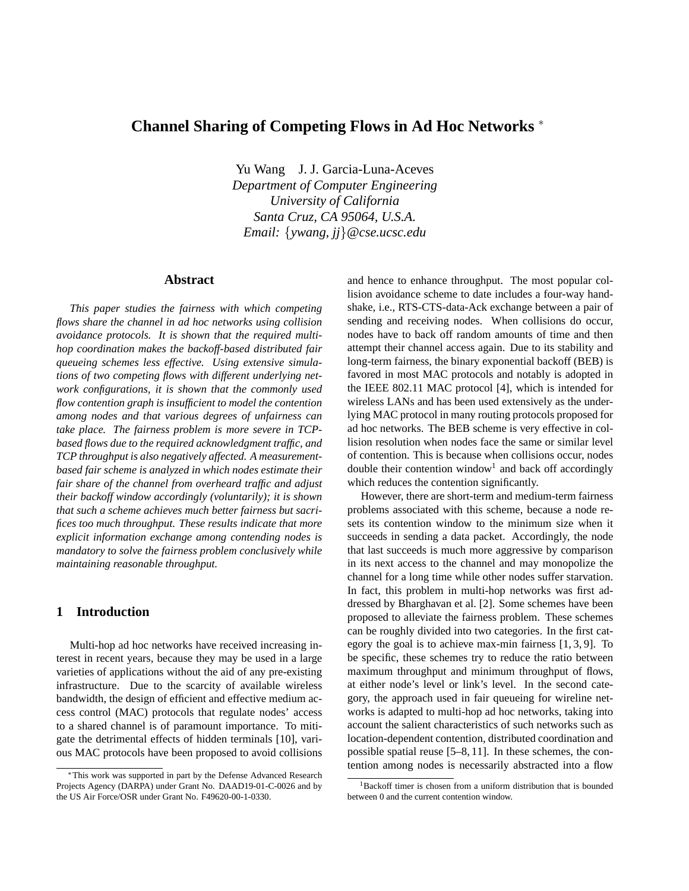# Channel Sharing of Competing Flows in Ad Hoc Networks *

Yu Wang J. J. Garcia-Luna-Aceves
*Department of Computer Engineering*
*University of California*
*Santa Cruz, CA 95064, U.S.A.*
*Email: {ywang, jj}@cse.ucsc.edu*

## Abstract

*This paper studies the fairness with which competing flows share the channel in ad hoc networks using collision avoidance protocols. It is shown that the required multi-hop coordination makes the backoff-based distributed fair queueing schemes less effective. Using extensive simulations of two competing flows with different underlying network configurations, it is shown that the commonly used flow contention graph is insufficient to model the contention among nodes and that various degrees of unfairness can take place. The fairness problem is more severe in TCP-based flows due to the required acknowledgment traffic, and TCP throughput is also negatively affected. A measurement-based fair scheme is analyzed in which nodes estimate their fair share of the channel from overheard traffic and adjust their backoff window accordingly (voluntarily); it is shown that such a scheme achieves much better fairness but sacrifices too much throughput. These results indicate that more explicit information exchange among contending nodes is mandatory to solve the fairness problem conclusively while maintaining reasonable throughput.*

## 1 Introduction

Multi-hop ad hoc networks have received increasing interest in recent years, because they may be used in a large varieties of applications without the aid of any pre-existing infrastructure. Due to the scarcity of available wireless bandwidth, the design of efficient and effective medium access control (MAC) protocols that regulate nodes' access to a shared channel is of paramount importance. To mitigate the detrimental effects of hidden terminals [10], various MAC protocols have been proposed to avoid collisions and hence to enhance throughput. The most popular collision avoidance scheme to date includes a four-way handshake, i.e., RTS-CTS-data-Ack exchange between a pair of sending and receiving nodes. When collisions do occur, nodes have to back off random amounts of time and then attempt their channel access again. Due to its stability and long-term fairness, the binary exponential backoff (BEB) is favored in most MAC protocols and notably is adopted in the IEEE 802.11 MAC protocol [4], which is intended for wireless LANs and has been used extensively as the underlying MAC protocol in many routing protocols proposed for ad hoc networks. The BEB scheme is very effective in collision resolution when nodes face the same or similar level of contention. This is because when collisions occur, nodes double their contention window[1] and back off accordingly which reduces the contention significantly.

However, there are short-term and medium-term fairness problems associated with this scheme, because a node resets its contention window to the minimum size when it succeeds in sending a data packet. Accordingly, the node that last succeeds is much more aggressive by comparison in its next access to the channel and may monopolize the channel for a long time while other nodes suffer starvation. In fact, this problem in multi-hop networks was first addressed by Bharghavan et al. [2]. Some schemes have been proposed to alleviate the fairness problem. These schemes can be roughly divided into two categories. In the first category the goal is to achieve max-min fairness [1, 3, 9]. To be specific, these schemes try to reduce the ratio between maximum throughput and minimum throughput of flows, at either node's level or link's level. In the second category, the approach used in fair queueing for wireline networks is adapted to multi-hop ad hoc networks, taking into account the salient characteristics of such networks such as location-dependent contention, distributed coordination and possible spatial reuse [5–8, 11]. In these schemes, the contention among nodes is necessarily abstracted into a flow

*This work was supported in part by the Defense Advanced Research Projects Agency (DARPA) under Grant No. DAAD19-01-C-0026 and by the US Air Force/OSR under Grant No. F49620-00-1-0330.

[1] Backoff timer is chosen from a uniform distribution that is bounded between 0 and the current contention window.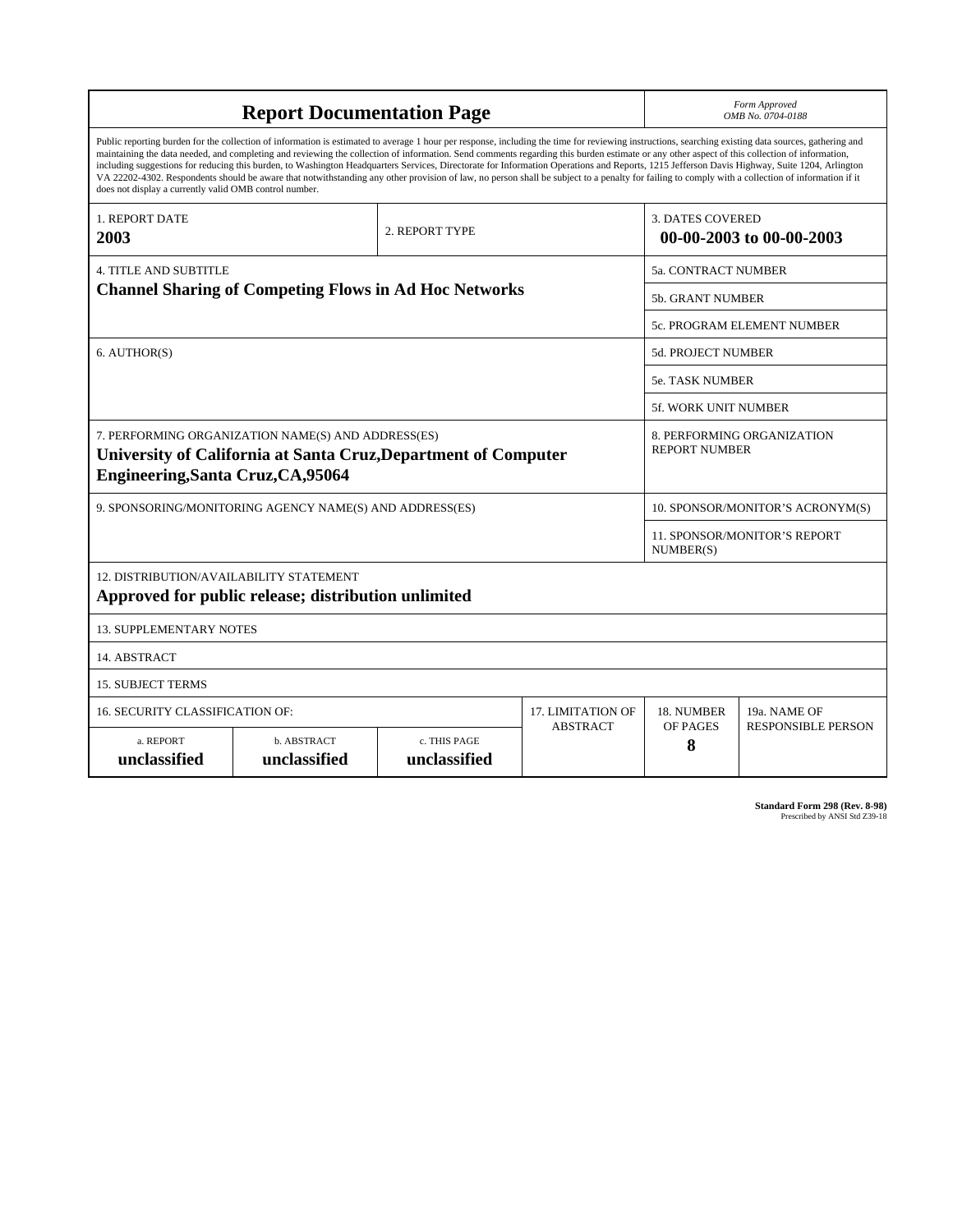# Report Documentation Page

*Form Approved*
*OMB No. 0704-0188*

Public reporting burden for the collection of information is estimated to average 1 hour per response, including the time for reviewing instructions, searching existing data sources, gathering and maintaining the data needed, and completing and reviewing the collection of information. Send comments regarding this burden estimate or any other aspect of this collection of information, including suggestions for reducing this burden, to Washington Headquarters Services, Directorate for Information Operations and Reports, 1215 Jefferson Davis Highway, Suite 1204, Arlington VA 22202-4302. Respondents should be aware that notwithstanding any other provision of law, no person shall be subject to a penalty for failing to comply with a collection of information if it does not display a currently valid OMB control number.

| | | |
|---|---|---|
| 1. REPORT DATE<br>**2003** | 2. REPORT TYPE | 3. DATES COVERED<br>**00-00-2003 to 00-00-2003** |

| | |
|---|---|
| 4. TITLE AND SUBTITLE<br>**Channel Sharing of Competing Flows in Ad Hoc Networks** | 5a. CONTRACT NUMBER |
| | 5b. GRANT NUMBER |
| | 5c. PROGRAM ELEMENT NUMBER |
| 6. AUTHOR(S) | 5d. PROJECT NUMBER |
| | 5e. TASK NUMBER |
| | 5f. WORK UNIT NUMBER |
| 7. PERFORMING ORGANIZATION NAME(S) AND ADDRESS(ES)<br>**University of California at Santa Cruz,Department of Computer Engineering,Santa Cruz,CA,95064** | 8. PERFORMING ORGANIZATION REPORT NUMBER |
| 9. SPONSORING/MONITORING AGENCY NAME(S) AND ADDRESS(ES) | 10. SPONSOR/MONITOR'S ACRONYM(S) |
| | 11. SPONSOR/MONITOR'S REPORT NUMBER(S) |

12. DISTRIBUTION/AVAILABILITY STATEMENT
**Approved for public release; distribution unlimited**

13. SUPPLEMENTARY NOTES

14. ABSTRACT

15. SUBJECT TERMS

| 16. SECURITY CLASSIFICATION OF: | | | 17. LIMITATION OF ABSTRACT | 18. NUMBER OF PAGES | 19a. NAME OF RESPONSIBLE PERSON |
|---|---|---|---|---|---|
| a. REPORT<br>**unclassified** | b. ABSTRACT<br>**unclassified** | c. THIS PAGE<br>**unclassified** | | **8** | |

**Standard Form 298 (Rev. 8-98)**
Prescribed by ANSI Std Z39-18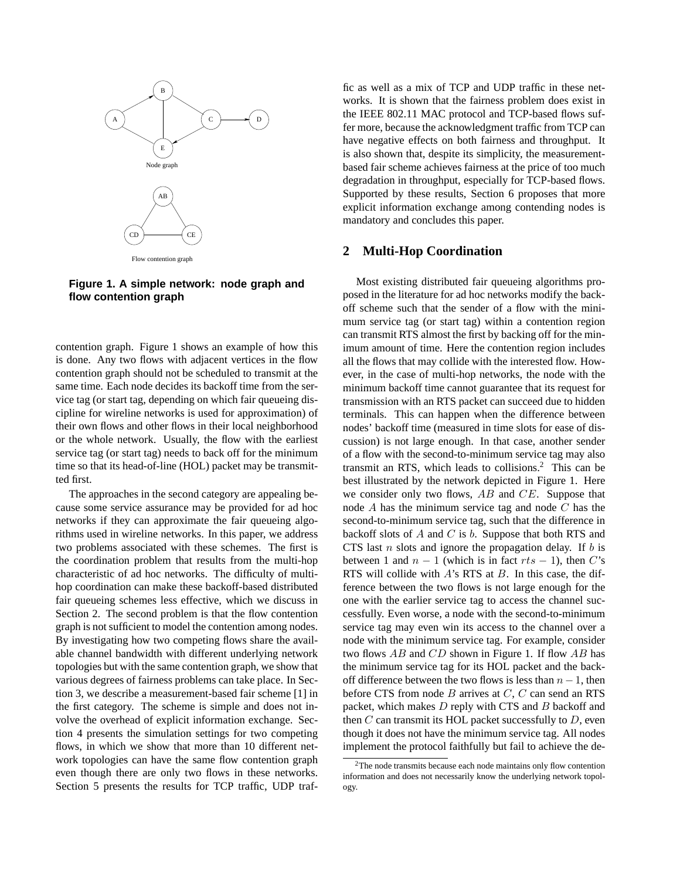Figure 1. A simple network: node graph and flow contention graph

contention graph. Figure 1 shows an example of how this is done. Any two flows with adjacent vertices in the flow contention graph should not be scheduled to transmit at the same time. Each node decides its backoff time from the service tag (or start tag, depending on which fair queueing discipline for wireline networks is used for approximation) of their own flows and other flows in their local neighborhood or the whole network. Usually, the flow with the earliest service tag (or start tag) needs to back off for the minimum time so that its head-of-line (HOL) packet may be transmitted first.

The approaches in the second category are appealing because some service assurance may be provided for ad hoc networks if they can approximate the fair queueing algorithms used in wireline networks. In this paper, we address two problems associated with these schemes. The first is the coordination problem that results from the multi-hop characteristic of ad hoc networks. The difficulty of multi-hop coordination can make these backoff-based distributed fair queueing schemes less effective, which we discuss in Section 2. The second problem is that the flow contention graph is not sufficient to model the contention among nodes. By investigating how two competing flows share the available channel bandwidth with different underlying network topologies but with the same contention graph, we show that various degrees of fairness problems can take place. In Section 3, we describe a measurement-based fair scheme [1] in the first category. The scheme is simple and does not involve the overhead of explicit information exchange. Section 4 presents the simulation settings for two competing flows, in which we show that more than 10 different network topologies can have the same flow contention graph even though there are only two flows in these networks. Section 5 presents the results for TCP traffic, UDP traffic as well as a mix of TCP and UDP traffic in these networks. It is shown that the fairness problem does exist in the IEEE 802.11 MAC protocol and TCP-based flows suffer more, because the acknowledgment traffic from TCP can have negative effects on both fairness and throughput. It is also shown that, despite its simplicity, the measurement-based fair scheme achieves fairness at the price of too much degradation in throughput, especially for TCP-based flows. Supported by these results, Section 6 proposes that more explicit information exchange among contending nodes is mandatory and concludes this paper.

## 2 Multi-Hop Coordination

Most existing distributed fair queueing algorithms proposed in the literature for ad hoc networks modify the backoff scheme such that the sender of a flow with the minimum service tag (or start tag) within a contention region can transmit RTS almost the first by backing off for the minimum amount of time. Here the contention region includes all the flows that may collide with the interested flow. However, in the case of multi-hop networks, the node with the minimum backoff time cannot guarantee that its request for transmission with an RTS packet can succeed due to hidden terminals. This can happen when the difference between nodes' backoff time (measured in time slots for ease of discussion) is not large enough. In that case, another sender of a flow with the second-to-minimum service tag may also transmit an RTS, which leads to collisions.[2] This can be best illustrated by the network depicted in Figure 1. Here we consider only two flows, $AB$ and $CE$. Suppose that node $A$ has the minimum service tag and node $C$ has the second-to-minimum service tag, such that the difference in backoff slots of $A$ and $C$ is $b$. Suppose that both RTS and CTS last $n$ slots and ignore the propagation delay. If $b$ is between 1 and $n-1$ (which is in fact $rts-1$), then $C$'s RTS will collide with $A$'s RTS at $B$. In this case, the difference between the two flows is not large enough for the one with the earlier service tag to access the channel successfully. Even worse, a node with the second-to-minimum service tag may even win its access to the channel over a node with the minimum service tag. For example, consider two flows $AB$ and $CD$ shown in Figure 1. If flow $AB$ has the minimum service tag for its HOL packet and the backoff difference between the two flows is less than $n-1$, then before CTS from node $B$ arrives at $C$, $C$ can send an RTS packet, which makes $D$ reply with CTS and $B$ backoff and then $C$ can transmit its HOL packet successfully to $D$, even though it does not have the minimum service tag. All nodes implement the protocol faithfully but fail to achieve the de-

[2] The node transmits because each node maintains only flow contention information and does not necessarily know the underlying network topology.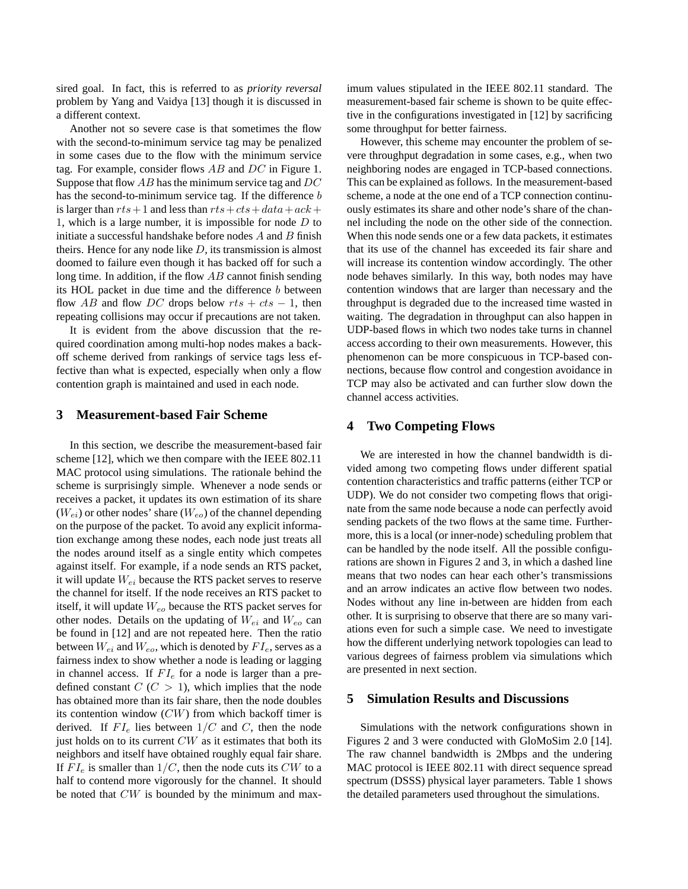sired goal. In fact, this is referred to as *priority reversal* problem by Yang and Vaidya [13] though it is discussed in a different context.

Another not so severe case is that sometimes the flow with the second-to-minimum service tag may be penalized in some cases due to the flow with the minimum service tag. For example, consider flows $AB$ and $DC$ in Figure 1. Suppose that flow $AB$ has the minimum service tag and $DC$ has the second-to-minimum service tag. If the difference $b$ is larger than $rts + 1$ and less than $rts + cts + data + ack + 1$, which is a large number, it is impossible for node $D$ to initiate a successful handshake before nodes $A$ and $B$ finish theirs. Hence for any node like $D$, its transmission is almost doomed to failure even though it has backed off for such a long time. In addition, if the flow $AB$ cannot finish sending its HOL packet in due time and the difference $b$ between flow $AB$ and flow $DC$ drops below $rts + cts - 1$, then repeating collisions may occur if precautions are not taken.

It is evident from the above discussion that the required coordination among multi-hop nodes makes a backoff scheme derived from rankings of service tags less effective than what is expected, especially when only a flow contention graph is maintained and used in each node.

## 3 Measurement-based Fair Scheme

In this section, we describe the measurement-based fair scheme [12], which we then compare with the IEEE 802.11 MAC protocol using simulations. The rationale behind the scheme is surprisingly simple. Whenever a node sends or receives a packet, it updates its own estimation of its share ($W_{ei}$) or other nodes' share ($W_{eo}$) of the channel depending on the purpose of the packet. To avoid any explicit information exchange among these nodes, each node just treats all the nodes around itself as a single entity which competes against itself. For example, if a node sends an RTS packet, it will update $W_{ei}$ because the RTS packet serves to reserve the channel for itself. If the node receives an RTS packet to itself, it will update $W_{eo}$ because the RTS packet serves for other nodes. Details on the updating of $W_{ei}$ and $W_{eo}$ can be found in [12] and are not repeated here. Then the ratio between $W_{ei}$ and $W_{eo}$, which is denoted by $FI_e$, serves as a fairness index to show whether a node is leading or lagging in channel access. If $FI_e$ for a node is larger than a predefined constant $C$ ($C > 1$), which implies that the node has obtained more than its fair share, then the node doubles its contention window ($CW$) from which backoff timer is derived. If $FI_e$ lies between $1/C$ and $C$, then the node just holds on to its current $CW$ as it estimates that both its neighbors and itself have obtained roughly equal fair share. If $FI_e$ is smaller than $1/C$, then the node cuts its $CW$ to a half to contend more vigorously for the channel. It should be noted that $CW$ is bounded by the minimum and maximum values stipulated in the IEEE 802.11 standard. The measurement-based fair scheme is shown to be quite effective in the configurations investigated in [12] by sacrificing some throughput for better fairness.

However, this scheme may encounter the problem of severe throughput degradation in some cases, e.g., when two neighboring nodes are engaged in TCP-based connections. This can be explained as follows. In the measurement-based scheme, a node at the one end of a TCP connection continuously estimates its share and other node's share of the channel including the node on the other side of the connection. When this node sends one or a few data packets, it estimates that its use of the channel has exceeded its fair share and will increase its contention window accordingly. The other node behaves similarly. In this way, both nodes may have contention windows that are larger than necessary and the throughput is degraded due to the increased time wasted in waiting. The degradation in throughput can also happen in UDP-based flows in which two nodes take turns in channel access according to their own measurements. However, this phenomenon can be more conspicuous in TCP-based connections, because flow control and congestion avoidance in TCP may also be activated and can further slow down the channel access activities.

## 4 Two Competing Flows

We are interested in how the channel bandwidth is divided among two competing flows under different spatial contention characteristics and traffic patterns (either TCP or UDP). We do not consider two competing flows that originate from the same node because a node can perfectly avoid sending packets of the two flows at the same time. Furthermore, this is a local (or inner-node) scheduling problem that can be handled by the node itself. All the possible configurations are shown in Figures 2 and 3, in which a dashed line means that two nodes can hear each other's transmissions and an arrow indicates an active flow between two nodes. Nodes without any line in-between are hidden from each other. It is surprising to observe that there are so many variations even for such a simple case. We need to investigate how the different underlying network topologies can lead to various degrees of fairness problem via simulations which are presented in next section.

## 5 Simulation Results and Discussions

Simulations with the network configurations shown in Figures 2 and 3 were conducted with GloMoSim 2.0 [14]. The raw channel bandwidth is 2Mbps and the undering MAC protocol is IEEE 802.11 with direct sequence spread spectrum (DSSS) physical layer parameters. Table 1 shows the detailed parameters used throughout the simulations.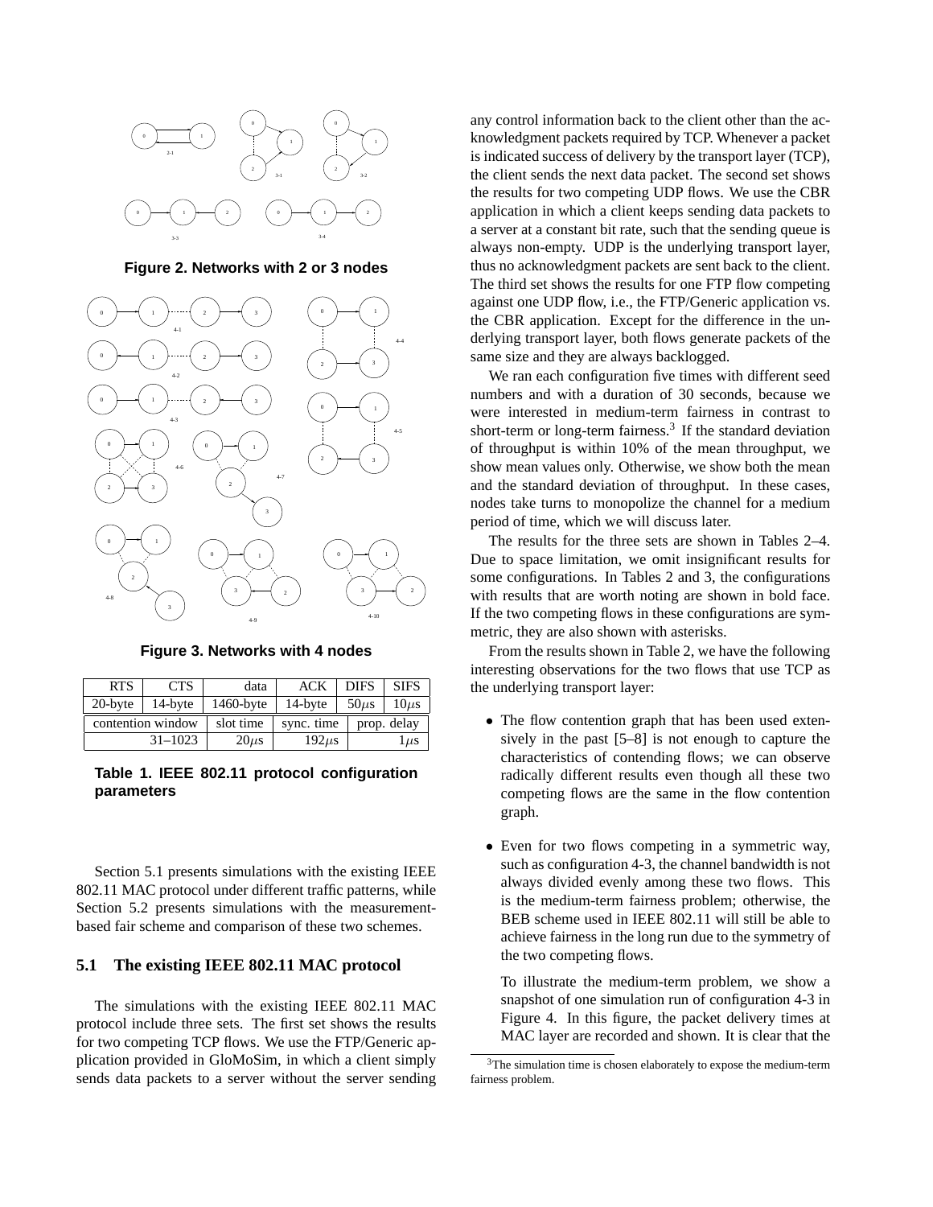Figure 2. Networks with 2 or 3 nodes

Figure 3. Networks with 4 nodes

| RTS | CTS | data | ACK | DIFS | SIFS |
|---|---|---|---|---|---|
| 20-byte | 14-byte | 1460-byte | 14-byte | 50$\mu$s | 10$\mu$s |
| contention window | | slot time | sync. time | prop. delay | |
| 31–1023 | | 20$\mu$s | 192$\mu$s | 1$\mu$s | |

**Table 1. IEEE 802.11 protocol configuration parameters**

Section 5.1 presents simulations with the existing IEEE 802.11 MAC protocol under different traffic patterns, while Section 5.2 presents simulations with the measurement-based fair scheme and comparison of these two schemes.

### 5.1 The existing IEEE 802.11 MAC protocol

The simulations with the existing IEEE 802.11 MAC protocol include three sets. The first set shows the results for two competing TCP flows. We use the FTP/Generic application provided in GloMoSim, in which a client simply sends data packets to a server without the server sending any control information back to the client other than the acknowledgment packets required by TCP. Whenever a packet is indicated success of delivery by the transport layer (TCP), the client sends the next data packet. The second set shows the results for two competing UDP flows. We use the CBR application in which a client keeps sending data packets to a server at a constant bit rate, such that the sending queue is always non-empty. UDP is the underlying transport layer, thus no acknowledgment packets are sent back to the client. The third set shows the results for one FTP flow competing against one UDP flow, i.e., the FTP/Generic application vs. the CBR application. Except for the difference in the underlying transport layer, both flows generate packets of the same size and they are always backlogged.

We ran each configuration five times with different seed numbers and with a duration of 30 seconds, because we were interested in medium-term fairness in contrast to short-term or long-term fairness.[3] If the standard deviation of throughput is within 10% of the mean throughput, we show mean values only. Otherwise, we show both the mean and the standard deviation of throughput. In these cases, nodes take turns to monopolize the channel for a medium period of time, which we will discuss later.

The results for the three sets are shown in Tables 2–4. Due to space limitation, we omit insignificant results for some configurations. In Tables 2 and 3, the configurations with results that are worth noting are shown in bold face. If the two competing flows in these configurations are symmetric, they are also shown with asterisks.

From the results shown in Table 2, we have the following interesting observations for the two flows that use TCP as the underlying transport layer:

- The flow contention graph that has been used extensively in the past [5–8] is not enough to capture the characteristics of contending flows; we can observe radically different results even though all these two competing flows are the same in the flow contention graph.

- Even for two flows competing in a symmetric way, such as configuration 4-3, the channel bandwidth is not always divided evenly among these two flows. This is the medium-term fairness problem; otherwise, the BEB scheme used in IEEE 802.11 will still be able to achieve fairness in the long run due to the symmetry of the two competing flows.

  To illustrate the medium-term problem, we show a snapshot of one simulation run of configuration 4-3 in Figure 4. In this figure, the packet delivery times at MAC layer are recorded and shown. It is clear that the

[3] The simulation time is chosen elaborately to expose the medium-term fairness problem.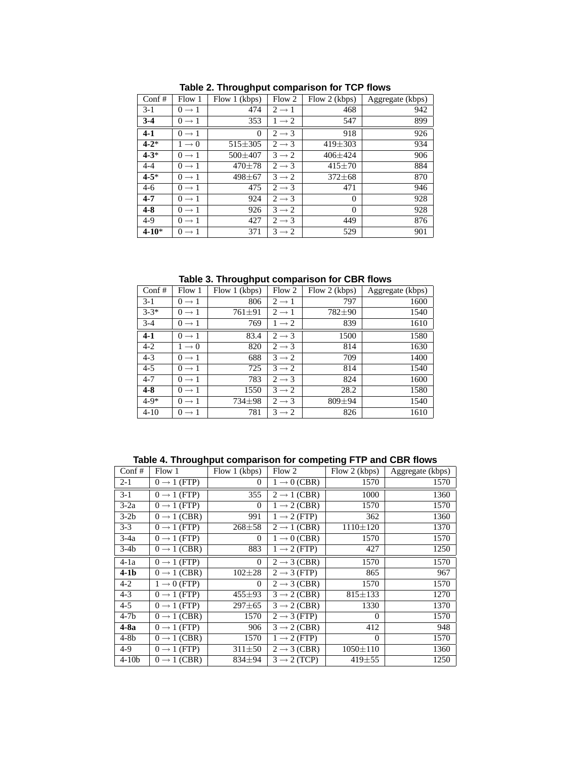**Table 2. Throughput comparison for TCP flows**

| Conf # | Flow 1 | Flow 1 (kbps) | Flow 2 | Flow 2 (kbps) | Aggregate (kbps) |
|---|---|---|---|---|---|
| 3-1 | $0 \rightarrow 1$ | 474 | $2 \rightarrow 1$ | 468 | 942 |
| **3-4** | $0 \rightarrow 1$ | 353 | $1 \rightarrow 2$ | 547 | 899 |
| **4-1** | $0 \rightarrow 1$ | 0 | $2 \rightarrow 3$ | 918 | 926 |
| **4-2**\* | $1 \rightarrow 0$ | $515 \pm 305$ | $2 \rightarrow 3$ | $419 \pm 303$ | 934 |
| **4-3**\* | $0 \rightarrow 1$ | $500 \pm 407$ | $3 \rightarrow 2$ | $406 \pm 424$ | 906 |
| 4-4 | $0 \rightarrow 1$ | $470 \pm 78$ | $2 \rightarrow 3$ | $415 \pm 70$ | 884 |
| **4-5**\* | $0 \rightarrow 1$ | $498 \pm 67$ | $3 \rightarrow 2$ | $372 \pm 68$ | 870 |
| 4-6 | $0 \rightarrow 1$ | 475 | $2 \rightarrow 3$ | 471 | 946 |
| **4-7** | $0 \rightarrow 1$ | 924 | $2 \rightarrow 3$ | 0 | 928 |
| **4-8** | $0 \rightarrow 1$ | 926 | $3 \rightarrow 2$ | 0 | 928 |
| 4-9 | $0 \rightarrow 1$ | 427 | $2 \rightarrow 3$ | 449 | 876 |
| **4-10**\* | $0 \rightarrow 1$ | 371 | $3 \rightarrow 2$ | 529 | 901 |

**Table 3. Throughput comparison for CBR flows**

| Conf # | Flow 1 | Flow 1 (kbps) | Flow 2 | Flow 2 (kbps) | Aggregate (kbps) |
|---|---|---|---|---|---|
| 3-1 | $0 \rightarrow 1$ | 806 | $2 \rightarrow 1$ | 797 | 1600 |
| 3-3\* | $0 \rightarrow 1$ | $761 \pm 91$ | $2 \rightarrow 1$ | $782 \pm 90$ | 1540 |
| 3-4 | $0 \rightarrow 1$ | 769 | $1 \rightarrow 2$ | 839 | 1610 |
| **4-1** | $0 \rightarrow 1$ | 83.4 | $2 \rightarrow 3$ | 1500 | 1580 |
| 4-2 | $1 \rightarrow 0$ | 820 | $2 \rightarrow 3$ | 814 | 1630 |
| 4-3 | $0 \rightarrow 1$ | 688 | $3 \rightarrow 2$ | 709 | 1400 |
| 4-5 | $0 \rightarrow 1$ | 725 | $3 \rightarrow 2$ | 814 | 1540 |
| 4-7 | $0 \rightarrow 1$ | 783 | $2 \rightarrow 3$ | 824 | 1600 |
| **4-8** | $0 \rightarrow 1$ | 1550 | $3 \rightarrow 2$ | 28.2 | 1580 |
| 4-9\* | $0 \rightarrow 1$ | $734 \pm 98$ | $2 \rightarrow 3$ | $809 \pm 94$ | 1540 |
| 4-10 | $0 \rightarrow 1$ | 781 | $3 \rightarrow 2$ | 826 | 1610 |

**Table 4. Throughput comparison for competing FTP and CBR flows**

| Conf # | Flow 1 | Flow 1 (kbps) | Flow 2 | Flow 2 (kbps) | Aggregate (kbps) |
|---|---|---|---|---|---|
| 2-1 | $0 \rightarrow 1$ (FTP) | 0 | $1 \rightarrow 0$ (CBR) | 1570 | 1570 |
| 3-1 | $0 \rightarrow 1$ (FTP) | 355 | $2 \rightarrow 1$ (CBR) | 1000 | 1360 |
| 3-2a | $0 \rightarrow 1$ (FTP) | 0 | $1 \rightarrow 2$ (CBR) | 1570 | 1570 |
| 3-2b | $0 \rightarrow 1$ (CBR) | 991 | $1 \rightarrow 2$ (FTP) | 362 | 1360 |
| 3-3 | $0 \rightarrow 1$ (FTP) | $268 \pm 58$ | $2 \rightarrow 1$ (CBR) | $1110 \pm 120$ | 1370 |
| 3-4a | $0 \rightarrow 1$ (FTP) | 0 | $1 \rightarrow 0$ (CBR) | 1570 | 1570 |
| 3-4b | $0 \rightarrow 1$ (CBR) | 883 | $1 \rightarrow 2$ (FTP) | 427 | 1250 |
| 4-1a | $0 \rightarrow 1$ (FTP) | 0 | $2 \rightarrow 3$ (CBR) | 1570 | 1570 |
| **4-1b** | $0 \rightarrow 1$ (CBR) | $102 \pm 28$ | $2 \rightarrow 3$ (FTP) | 865 | 967 |
| 4-2 | $1 \rightarrow 0$ (FTP) | 0 | $2 \rightarrow 3$ (CBR) | 1570 | 1570 |
| 4-3 | $0 \rightarrow 1$ (FTP) | $455 \pm 93$ | $3 \rightarrow 2$ (CBR) | $815 \pm 133$ | 1270 |
| 4-5 | $0 \rightarrow 1$ (FTP) | $297 \pm 65$ | $3 \rightarrow 2$ (CBR) | 1330 | 1370 |
| 4-7b | $0 \rightarrow 1$ (CBR) | 1570 | $2 \rightarrow 3$ (FTP) | 0 | 1570 |
| **4-8a** | $0 \rightarrow 1$ (FTP) | 906 | $3 \rightarrow 2$ (CBR) | 412 | 948 |
| 4-8b | $0 \rightarrow 1$ (CBR) | 1570 | $1 \rightarrow 2$ (FTP) | 0 | 1570 |
| 4-9 | $0 \rightarrow 1$ (FTP) | $311 \pm 50$ | $2 \rightarrow 3$ (CBR) | $1050 \pm 110$ | 1360 |
| 4-10b | $0 \rightarrow 1$ (CBR) | $834 \pm 94$ | $3 \rightarrow 2$ (TCP) | $419 \pm 55$ | 1250 |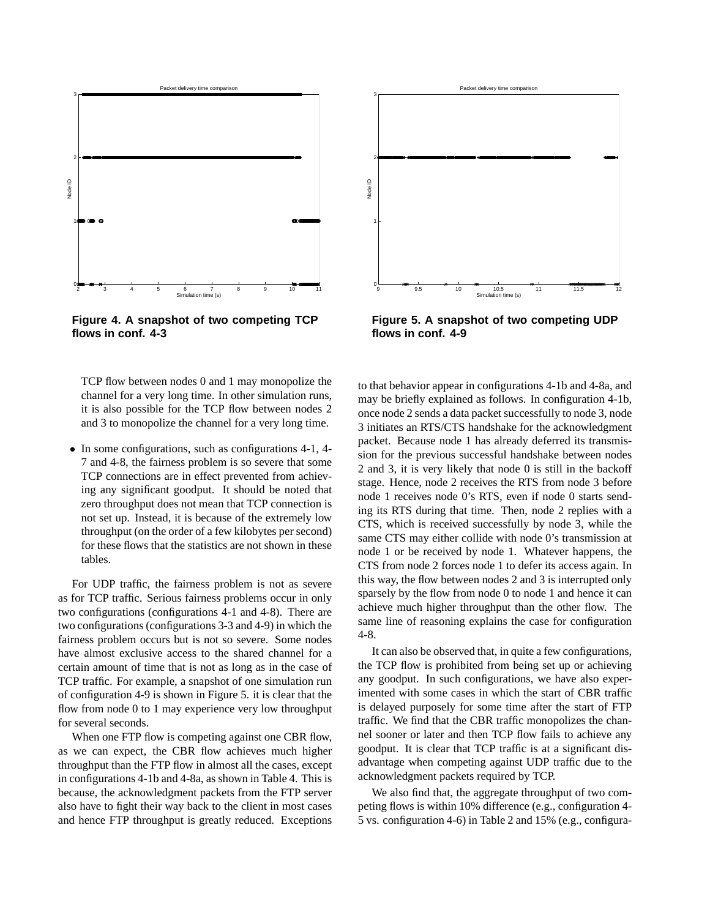**Figure 4. A snapshot of two competing TCP flows in conf. 4-3**

**Figure 5. A snapshot of two competing UDP flows in conf. 4-9**

TCP flow between nodes 0 and 1 may monopolize the channel for a very long time. In other simulation runs, it is also possible for the TCP flow between nodes 2 and 3 to monopolize the channel for a very long time.

- In some configurations, such as configurations 4-1, 4-7 and 4-8, the fairness problem is so severe that some TCP connections are in effect prevented from achieving any significant goodput. It should be noted that zero throughput does not mean that TCP connection is not set up. Instead, it is because of the extremely low throughput (on the order of a few kilobytes per second) for these flows that the statistics are not shown in these tables.

For UDP traffic, the fairness problem is not as severe as for TCP traffic. Serious fairness problems occur in only two configurations (configurations 4-1 and 4-8). There are two configurations (configurations 3-3 and 4-9) in which the fairness problem occurs but is not so severe. Some nodes have almost exclusive access to the shared channel for a certain amount of time that is not as long as in the case of TCP traffic. For example, a snapshot of one simulation run of configuration 4-9 is shown in Figure 5. it is clear that the flow from node 0 to 1 may experience very low throughput for several seconds.

When one FTP flow is competing against one CBR flow, as we can expect, the CBR flow achieves much higher throughput than the FTP flow in almost all the cases, except in configurations 4-1b and 4-8a, as shown in Table 4. This is because, the acknowledgment packets from the FTP server also have to fight their way back to the client in most cases and hence FTP throughput is greatly reduced. Exceptions to that behavior appear in configurations 4-1b and 4-8a, and may be briefly explained as follows. In configuration 4-1b, once node 2 sends a data packet successfully to node 3, node 3 initiates an RTS/CTS handshake for the acknowledgment packet. Because node 1 has already deferred its transmission for the previous successful handshake between nodes 2 and 3, it is very likely that node 0 is still in the backoff stage. Hence, node 2 receives the RTS from node 3 before node 1 receives node 0's RTS, even if node 0 starts sending its RTS during that time. Then, node 2 replies with a CTS, which is received successfully by node 3, while the same CTS may either collide with node 0's transmission at node 1 or be received by node 1. Whatever happens, the CTS from node 2 forces node 1 to defer its access again. In this way, the flow between nodes 2 and 3 is interrupted only sparsely by the flow from node 0 to node 1 and hence it can achieve much higher throughput than the other flow. The same line of reasoning explains the case for configuration 4-8.

It can also be observed that, in quite a few configurations, the TCP flow is prohibited from being set up or achieving any goodput. In such configurations, we have also experimented with some cases in which the start of CBR traffic is delayed purposely for some time after the start of FTP traffic. We find that the CBR traffic monopolizes the channel sooner or later and then TCP flow fails to achieve any goodput. It is clear that TCP traffic is at a significant disadvantage when competing against UDP traffic due to the acknowledgment packets required by TCP.

We also find that, the aggregate throughput of two competing flows is within 10% difference (e.g., configuration 4-5 vs. configuration 4-6) in Table 2 and 15% (e.g., configura-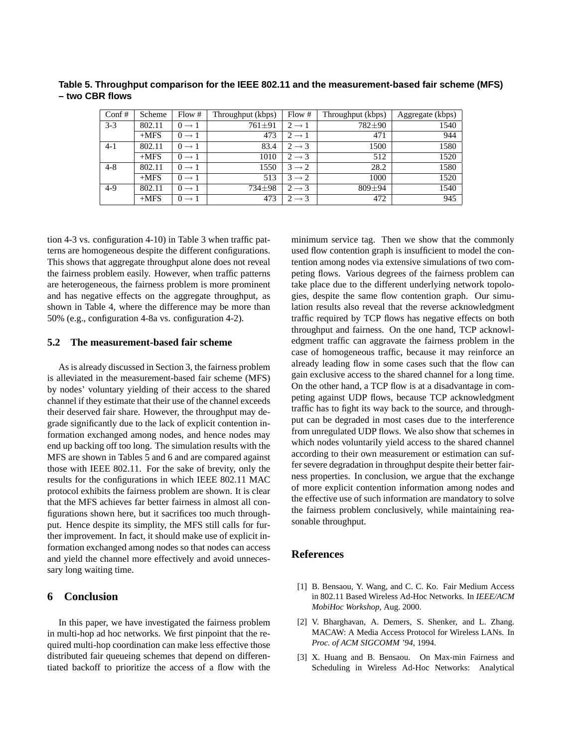**Table 5. Throughput comparison for the IEEE 802.11 and the measurement-based fair scheme (MFS) – two CBR flows**

| Conf # | Scheme | Flow # | Throughput (kbps) | Flow # | Throughput (kbps) | Aggregate (kbps) |
|---|---|---|---|---|---|---|
| 3-3 | 802.11 | $0 \rightarrow 1$ | $761 \pm 91$ | $2 \rightarrow 1$ | $782 \pm 90$ | 1540 |
| | +MFS | $0 \rightarrow 1$ | 473 | $2 \rightarrow 1$ | 471 | 944 |
| 4-1 | 802.11 | $0 \rightarrow 1$ | 83.4 | $2 \rightarrow 3$ | 1500 | 1580 |
| | +MFS | $0 \rightarrow 1$ | 1010 | $2 \rightarrow 3$ | 512 | 1520 |
| 4-8 | 802.11 | $0 \rightarrow 1$ | 1550 | $3 \rightarrow 2$ | 28.2 | 1580 |
| | +MFS | $0 \rightarrow 1$ | 513 | $3 \rightarrow 2$ | 1000 | 1520 |
| 4-9 | 802.11 | $0 \rightarrow 1$ | $734 \pm 98$ | $2 \rightarrow 3$ | $809 \pm 94$ | 1540 |
| | +MFS | $0 \rightarrow 1$ | 473 | $2 \rightarrow 3$ | 472 | 945 |

tion 4-3 vs. configuration 4-10) in Table 3 when traffic patterns are homogeneous despite the different configurations. This shows that aggregate throughput alone does not reveal the fairness problem easily. However, when traffic patterns are heterogeneous, the fairness problem is more prominent and has negative effects on the aggregate throughput, as shown in Table 4, where the difference may be more than 50% (e.g., configuration 4-8a vs. configuration 4-2).

### 5.2 The measurement-based fair scheme

As is already discussed in Section 3, the fairness problem is alleviated in the measurement-based fair scheme (MFS) by nodes' voluntary yielding of their access to the shared channel if they estimate that their use of the channel exceeds their deserved fair share. However, the throughput may degrade significantly due to the lack of explicit contention information exchanged among nodes, and hence nodes may end up backing off too long. The simulation results with the MFS are shown in Tables 5 and 6 and are compared against those with IEEE 802.11. For the sake of brevity, only the results for the configurations in which IEEE 802.11 MAC protocol exhibits the fairness problem are shown. It is clear that the MFS achieves far better fairness in almost all configurations shown here, but it sacrifices too much throughput. Hence despite its simplity, the MFS still calls for further improvement. In fact, it should make use of explicit information exchanged among nodes so that nodes can access and yield the channel more effectively and avoid unnecessary long waiting time.

## 6 Conclusion

In this paper, we have investigated the fairness problem in multi-hop ad hoc networks. We first pinpoint that the required multi-hop coordination can make less effective those distributed fair queueing schemes that depend on differentiated backoff to prioritize the access of a flow with the minimum service tag. Then we show that the commonly used flow contention graph is insufficient to model the contention among nodes via extensive simulations of two competing flows. Various degrees of the fairness problem can take place due to the different underlying network topologies, despite the same flow contention graph. Our simulation results also reveal that the reverse acknowledgment traffic required by TCP flows has negative effects on both throughput and fairness. On the one hand, TCP acknowledgment traffic can aggravate the fairness problem in the case of homogeneous traffic, because it may reinforce an already leading flow in some cases such that the flow can gain exclusive access to the shared channel for a long time. On the other hand, a TCP flow is at a disadvantage in competing against UDP flows, because TCP acknowledgment traffic has to fight its way back to the source, and throughput can be degraded in most cases due to the interference from unregulated UDP flows. We also show that schemes in which nodes voluntarily yield access to the shared channel according to their own measurement or estimation can suffer severe degradation in throughput despite their better fairness properties. In conclusion, we argue that the exchange of more explicit contention information among nodes and the effective use of such information are mandatory to solve the fairness problem conclusively, while maintaining reasonable throughput.

## References

[1] B. Bensaou, Y. Wang, and C. C. Ko. Fair Medium Access in 802.11 Based Wireless Ad-Hoc Networks. In *IEEE/ACM MobiHoc Workshop*, Aug. 2000.

[2] V. Bharghavan, A. Demers, S. Shenker, and L. Zhang. MACAW: A Media Access Protocol for Wireless LANs. In *Proc. of ACM SIGCOMM '94*, 1994.

[3] X. Huang and B. Bensaou. On Max-min Fairness and Scheduling in Wireless Ad-Hoc Networks: Analytical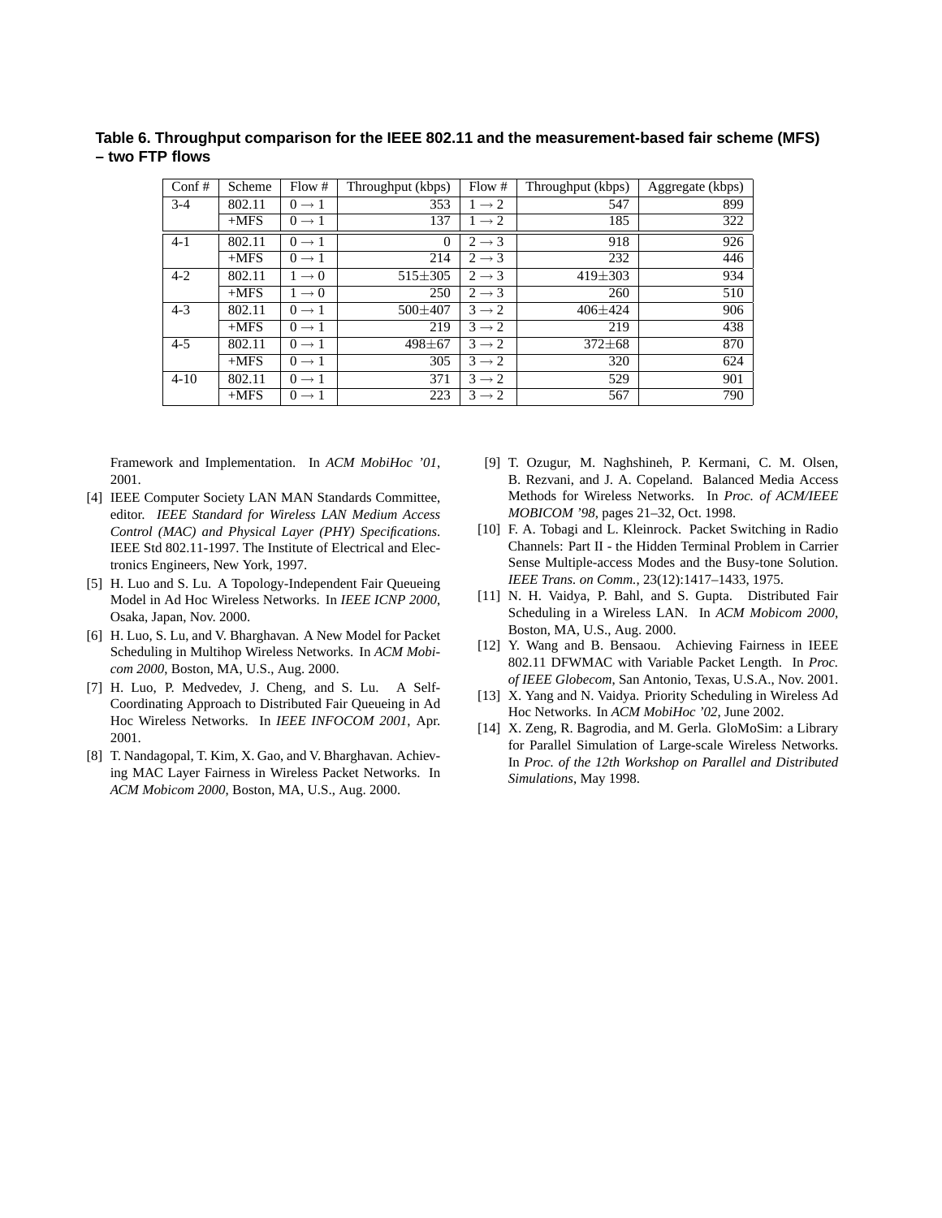**Table 6. Throughput comparison for the IEEE 802.11 and the measurement-based fair scheme (MFS) – two FTP flows**

| Conf # | Scheme | Flow # | Throughput (kbps) | Flow # | Throughput (kbps) | Aggregate (kbps) |
|---|---|---|---|---|---|---|
| 3-4 | 802.11 | $0 \rightarrow 1$ | 353 | $1 \rightarrow 2$ | 547 | 899 |
| | +MFS | $0 \rightarrow 1$ | 137 | $1 \rightarrow 2$ | 185 | 322 |
| 4-1 | 802.11 | $0 \rightarrow 1$ | 0 | $2 \rightarrow 3$ | 918 | 926 |
| | +MFS | $0 \rightarrow 1$ | 214 | $2 \rightarrow 3$ | 232 | 446 |
| 4-2 | 802.11 | $1 \rightarrow 0$ | $515 \pm 305$ | $2 \rightarrow 3$ | $419 \pm 303$ | 934 |
| | +MFS | $1 \rightarrow 0$ | 250 | $2 \rightarrow 3$ | 260 | 510 |
| 4-3 | 802.11 | $0 \rightarrow 1$ | $500 \pm 407$ | $3 \rightarrow 2$ | $406 \pm 424$ | 906 |
| | +MFS | $0 \rightarrow 1$ | 219 | $3 \rightarrow 2$ | 219 | 438 |
| 4-5 | 802.11 | $0 \rightarrow 1$ | $498 \pm 67$ | $3 \rightarrow 2$ | $372 \pm 68$ | 870 |
| | +MFS | $0 \rightarrow 1$ | 305 | $3 \rightarrow 2$ | 320 | 624 |
| 4-10 | 802.11 | $0 \rightarrow 1$ | 371 | $3 \rightarrow 2$ | 529 | 901 |
| | +MFS | $0 \rightarrow 1$ | 223 | $3 \rightarrow 2$ | 567 | 790 |

Framework and Implementation. In *ACM MobiHoc '01*, 2001.

[4] IEEE Computer Society LAN MAN Standards Committee, editor. *IEEE Standard for Wireless LAN Medium Access Control (MAC) and Physical Layer (PHY) Specifications*. IEEE Std 802.11-1997. The Institute of Electrical and Electronics Engineers, New York, 1997.

[5] H. Luo and S. Lu. A Topology-Independent Fair Queueing Model in Ad Hoc Wireless Networks. In *IEEE ICNP 2000*, Osaka, Japan, Nov. 2000.

[6] H. Luo, S. Lu, and V. Bharghavan. A New Model for Packet Scheduling in Multihop Wireless Networks. In *ACM Mobicom 2000*, Boston, MA, U.S., Aug. 2000.

[7] H. Luo, P. Medvedev, J. Cheng, and S. Lu. A Self-Coordinating Approach to Distributed Fair Queueing in Ad Hoc Wireless Networks. In *IEEE INFOCOM 2001*, Apr. 2001.

[8] T. Nandagopal, T. Kim, X. Gao, and V. Bharghavan. Achieving MAC Layer Fairness in Wireless Packet Networks. In *ACM Mobicom 2000*, Boston, MA, U.S., Aug. 2000.

[9] T. Ozugur, M. Naghshineh, P. Kermani, C. M. Olsen, B. Rezvani, and J. A. Copeland. Balanced Media Access Methods for Wireless Networks. In *Proc. of ACM/IEEE MOBICOM '98*, pages 21–32, Oct. 1998.

[10] F. A. Tobagi and L. Kleinrock. Packet Switching in Radio Channels: Part II - the Hidden Terminal Problem in Carrier Sense Multiple-access Modes and the Busy-tone Solution. *IEEE Trans. on Comm.*, 23(12):1417–1433, 1975.

[11] N. H. Vaidya, P. Bahl, and S. Gupta. Distributed Fair Scheduling in a Wireless LAN. In *ACM Mobicom 2000*, Boston, MA, U.S., Aug. 2000.

[12] Y. Wang and B. Bensaou. Achieving Fairness in IEEE 802.11 DFWMAC with Variable Packet Length. In *Proc. of IEEE Globecom*, San Antonio, Texas, U.S.A., Nov. 2001.

[13] X. Yang and N. Vaidya. Priority Scheduling in Wireless Ad Hoc Networks. In *ACM MobiHoc '02*, June 2002.

[14] X. Zeng, R. Bagrodia, and M. Gerla. GloMoSim: a Library for Parallel Simulation of Large-scale Wireless Networks. In *Proc. of the 12th Workshop on Parallel and Distributed Simulations*, May 1998.